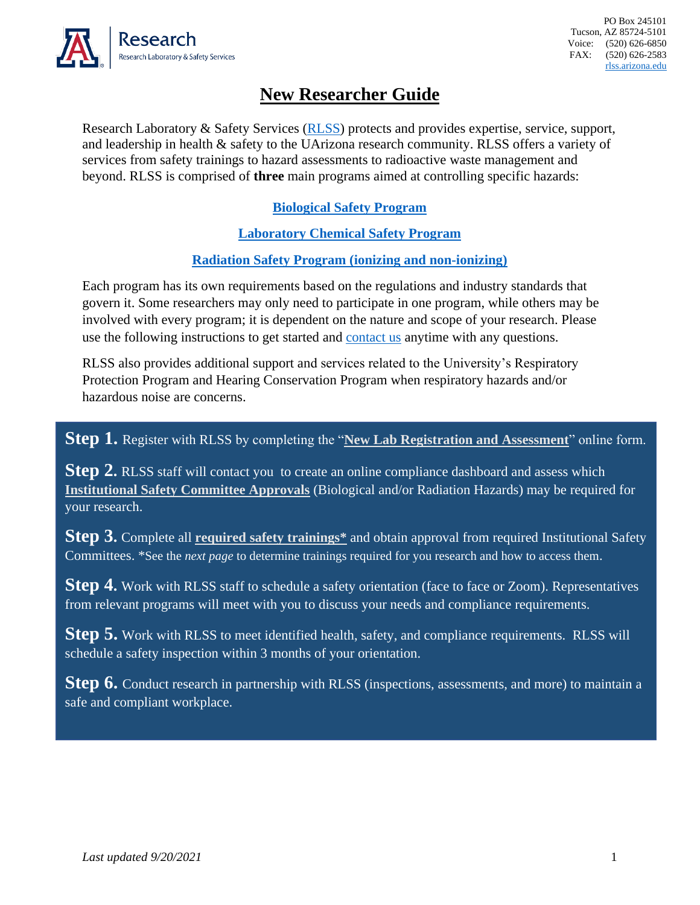Research
Research Laboratory & Safety Services

PO Box 245101
Tucson, AZ 85724-5101
Voice: (520) 626-6850
FAX: (520) 626-2583
rlss.arizona.edu

# New Researcher Guide

Research Laboratory & Safety Services (RLSS) protects and provides expertise, service, support, and leadership in health & safety to the UArizona research community. RLSS offers a variety of services from safety trainings to hazard assessments to radioactive waste management and beyond. RLSS is comprised of **three** main programs aimed at controlling specific hazards:

**Biological Safety Program**

**Laboratory Chemical Safety Program**

**Radiation Safety Program (ionizing and non-ionizing)**

Each program has its own requirements based on the regulations and industry standards that govern it. Some researchers may only need to participate in one program, while others may be involved with every program; it is dependent on the nature and scope of your research. Please use the following instructions to get started and contact us anytime with any questions.

RLSS also provides additional support and services related to the University's Respiratory Protection Program and Hearing Conservation Program when respiratory hazards and/or hazardous noise are concerns.

**Step 1.** Register with RLSS by completing the "**New Lab Registration and Assessment**" online form.

**Step 2.** RLSS staff will contact you to create an online compliance dashboard and assess which **Institutional Safety Committee Approvals** (Biological and/or Radiation Hazards) may be required for your research.

**Step 3.** Complete all **required safety trainings*** and obtain approval from required Institutional Safety Committees. *See the *next page* to determine trainings required for you research and how to access them.

**Step 4.** Work with RLSS staff to schedule a safety orientation (face to face or Zoom). Representatives from relevant programs will meet with you to discuss your needs and compliance requirements.

**Step 5.** Work with RLSS to meet identified health, safety, and compliance requirements. RLSS will schedule a safety inspection within 3 months of your orientation.

**Step 6.** Conduct research in partnership with RLSS (inspections, assessments, and more) to maintain a safe and compliant workplace.

*Last updated 9/20/2021*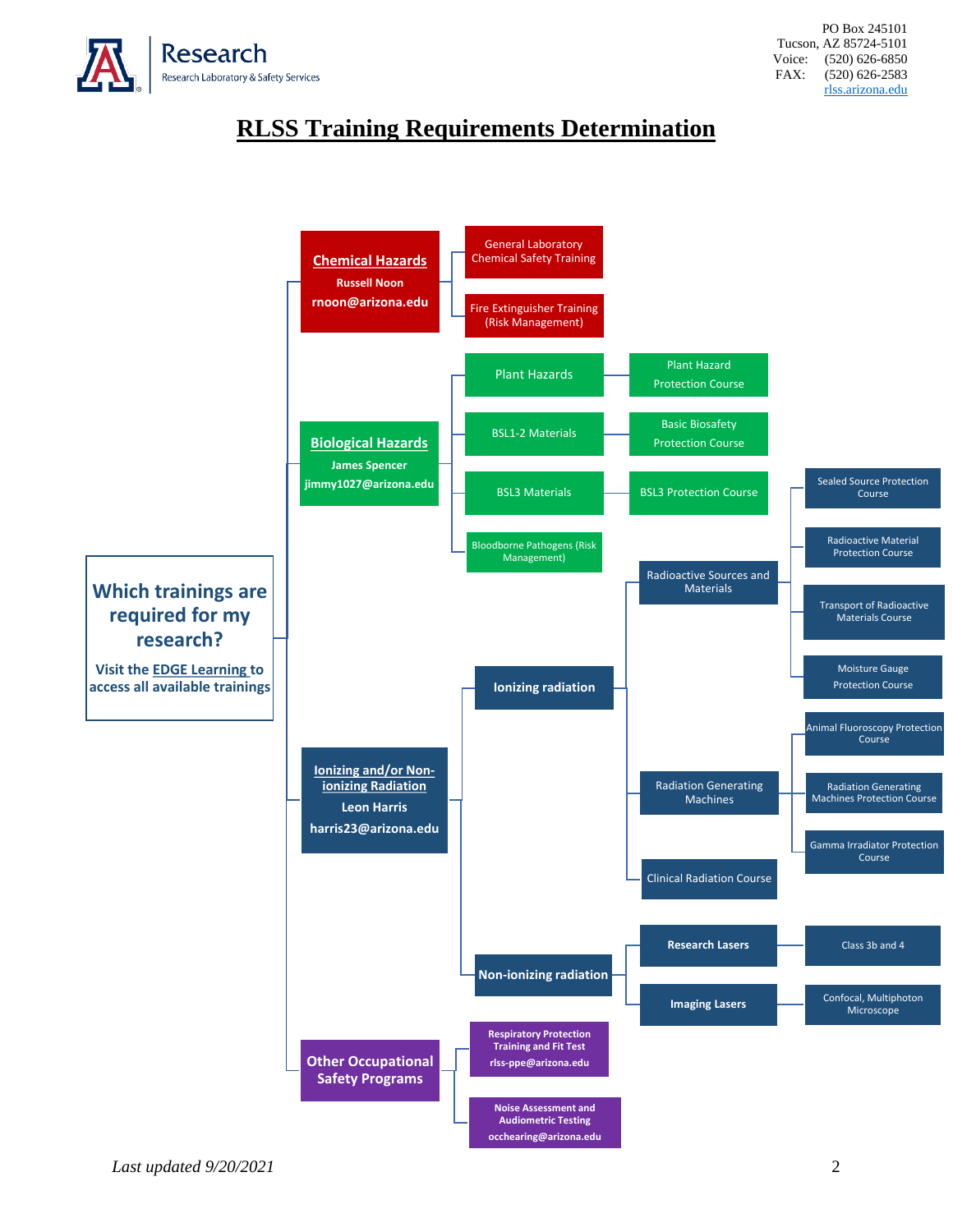# RLSS Training Requirements Determination

## Which trainings are required for my research?

Visit the EDGE Learning to access all available trainings

### Chemical Hazards

**Russell Noon**
**rnoon@arizona.edu**

- General Laboratory Chemical Safety Training
- Fire Extinguisher Training (Risk Management)

### Biological Hazards

**James Spencer**
**jimmy1027@arizona.edu**

- Plant Hazards
  - Plant Hazard Protection Course
- BSL1-2 Materials
  - Basic Biosafety Protection Course
- BSL3 Materials
  - BSL3 Protection Course
- Bloodborne Pathogens (Risk Management)

### Ionizing and/or Non-ionizing Radiation

**Leon Harris**
**harris23@arizona.edu**

- **Ionizing radiation**
  - Radioactive Sources and Materials
    - Sealed Source Protection Course
    - Radioactive Material Protection Course
    - Transport of Radioactive Materials Course
    - Moisture Gauge Protection Course
  - Radiation Generating Machines
    - Animal Fluoroscopy Protection Course
    - Radiation Generating Machines Protection Course
    - Gamma Irradiator Protection Course
  - Clinical Radiation Course
- **Non-ionizing radiation**
  - **Research Lasers**
    - Class 3b and 4
  - **Imaging Lasers**
    - Confocal, Multiphoton Microscope

### Other Occupational Safety Programs

- **Respiratory Protection Training and Fit Test**
  **rlss-ppe@arizona.edu**
- **Noise Assessment and Audiometric Testing**
  **occhearing@arizona.edu**

*Last updated 9/20/2021*